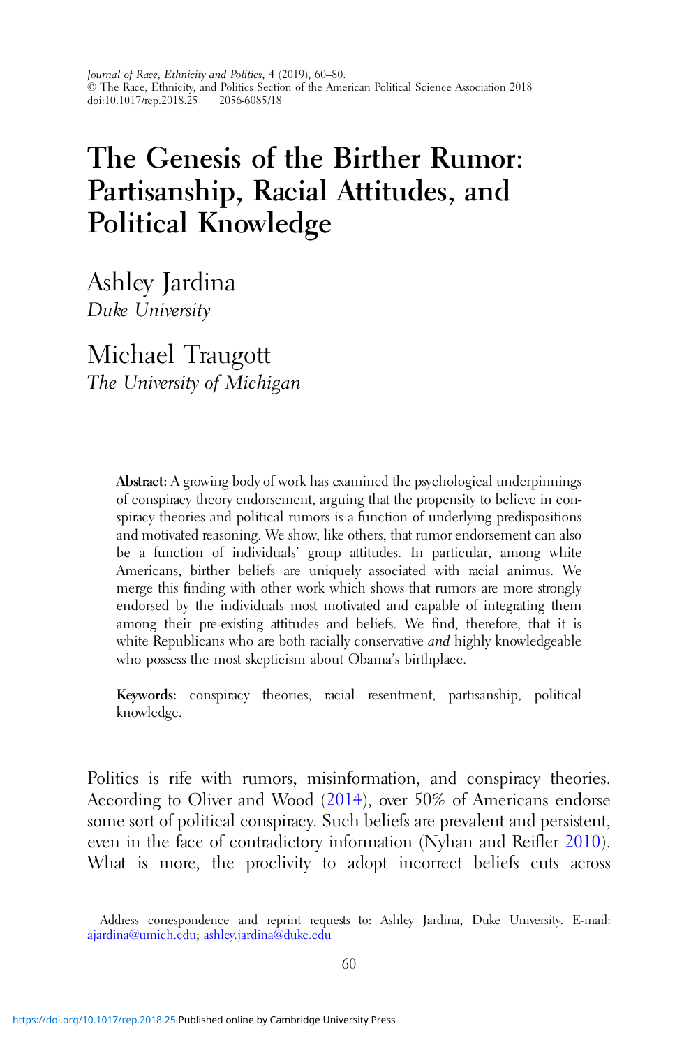Journal of Race, Ethnicity and Politics, 4 (2019), 60–80.
© The Race, Ethnicity, and Politics Section of the American Political Science Association 2018
doi:10.1017/rep.2018.25 2056-6085/18

# The Genesis of the Birther Rumor: Partisanship, Racial Attitudes, and Political Knowledge

Ashley Jardina
*Duke University*

Michael Traugott
*The University of Michigan*

**Abstract:** A growing body of work has examined the psychological underpinnings of conspiracy theory endorsement, arguing that the propensity to believe in conspiracy theories and political rumors is a function of underlying predispositions and motivated reasoning. We show, like others, that rumor endorsement can also be a function of individuals' group attitudes. In particular, among white Americans, birther beliefs are uniquely associated with racial animus. We merge this finding with other work which shows that rumors are more strongly endorsed by the individuals most motivated and capable of integrating them among their pre-existing attitudes and beliefs. We find, therefore, that it is white Republicans who are both racially conservative *and* highly knowledgeable who possess the most skepticism about Obama's birthplace.

**Keywords:** conspiracy theories, racial resentment, partisanship, political knowledge.

Politics is rife with rumors, misinformation, and conspiracy theories. According to Oliver and Wood (2014), over 50% of Americans endorse some sort of political conspiracy. Such beliefs are prevalent and persistent, even in the face of contradictory information (Nyhan and Reifler 2010). What is more, the proclivity to adopt incorrect beliefs cuts across

Address correspondence and reprint requests to: Ashley Jardina, Duke University. E-mail: ajardina@umich.edu; ashley.jardina@duke.edu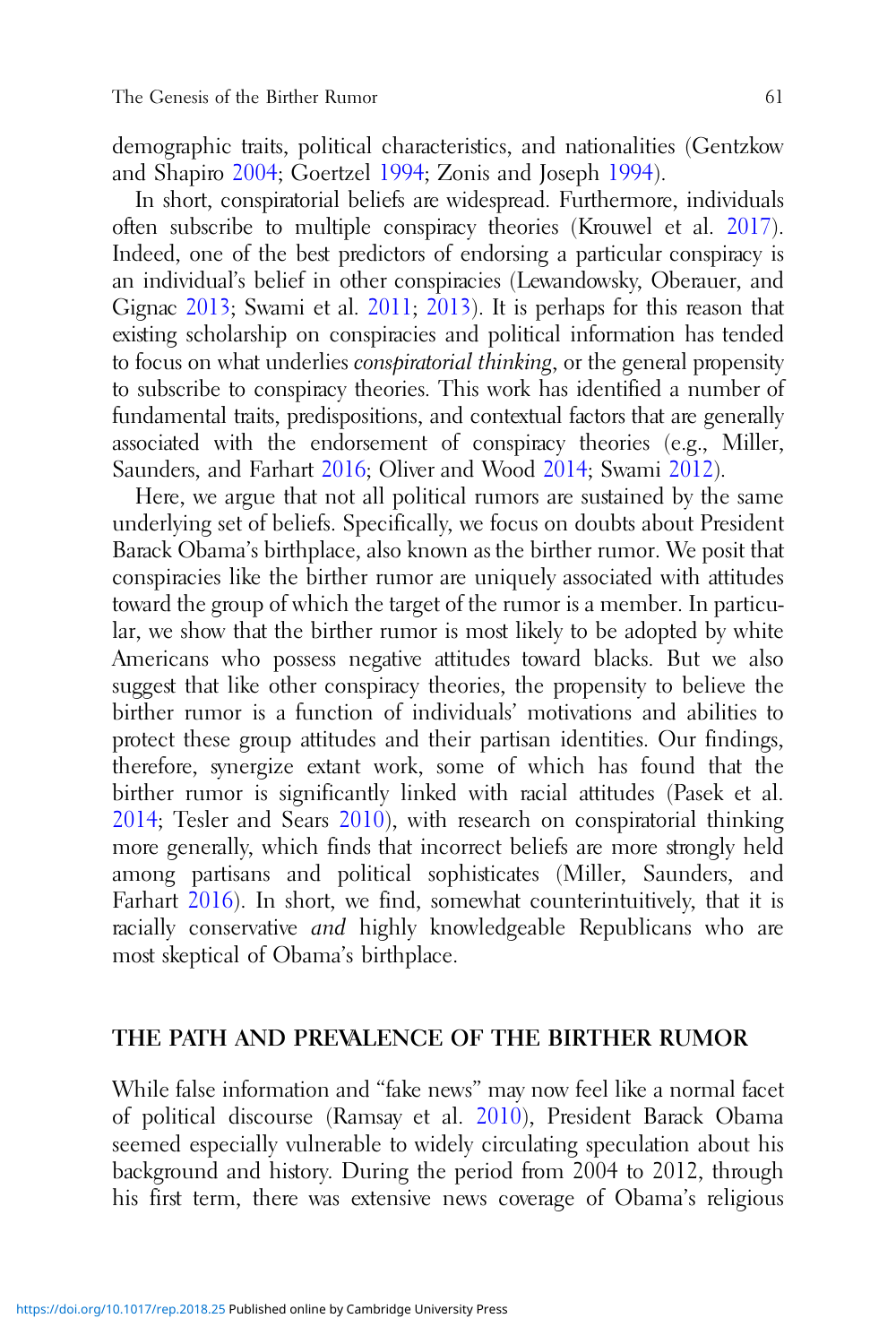demographic traits, political characteristics, and nationalities (Gentzkow and Shapiro 2004; Goertzel 1994; Zonis and Joseph 1994).

In short, conspiratorial beliefs are widespread. Furthermore, individuals often subscribe to multiple conspiracy theories (Krouwel et al. 2017). Indeed, one of the best predictors of endorsing a particular conspiracy is an individual's belief in other conspiracies (Lewandowsky, Oberauer, and Gignac 2013; Swami et al. 2011; 2013). It is perhaps for this reason that existing scholarship on conspiracies and political information has tended to focus on what underlies *conspiratorial thinking*, or the general propensity to subscribe to conspiracy theories. This work has identified a number of fundamental traits, predispositions, and contextual factors that are generally associated with the endorsement of conspiracy theories (e.g., Miller, Saunders, and Farhart 2016; Oliver and Wood 2014; Swami 2012).

Here, we argue that not all political rumors are sustained by the same underlying set of beliefs. Specifically, we focus on doubts about President Barack Obama's birthplace, also known as the birther rumor. We posit that conspiracies like the birther rumor are uniquely associated with attitudes toward the group of which the target of the rumor is a member. In particular, we show that the birther rumor is most likely to be adopted by white Americans who possess negative attitudes toward blacks. But we also suggest that like other conspiracy theories, the propensity to believe the birther rumor is a function of individuals' motivations and abilities to protect these group attitudes and their partisan identities. Our findings, therefore, synergize extant work, some of which has found that the birther rumor is significantly linked with racial attitudes (Pasek et al. 2014; Tesler and Sears 2010), with research on conspiratorial thinking more generally, which finds that incorrect beliefs are more strongly held among partisans and political sophisticates (Miller, Saunders, and Farhart 2016). In short, we find, somewhat counterintuitively, that it is racially conservative *and* highly knowledgeable Republicans who are most skeptical of Obama's birthplace.

## THE PATH AND PREVALENCE OF THE BIRTHER RUMOR

While false information and "fake news" may now feel like a normal facet of political discourse (Ramsay et al. 2010), President Barack Obama seemed especially vulnerable to widely circulating speculation about his background and history. During the period from 2004 to 2012, through his first term, there was extensive news coverage of Obama's religious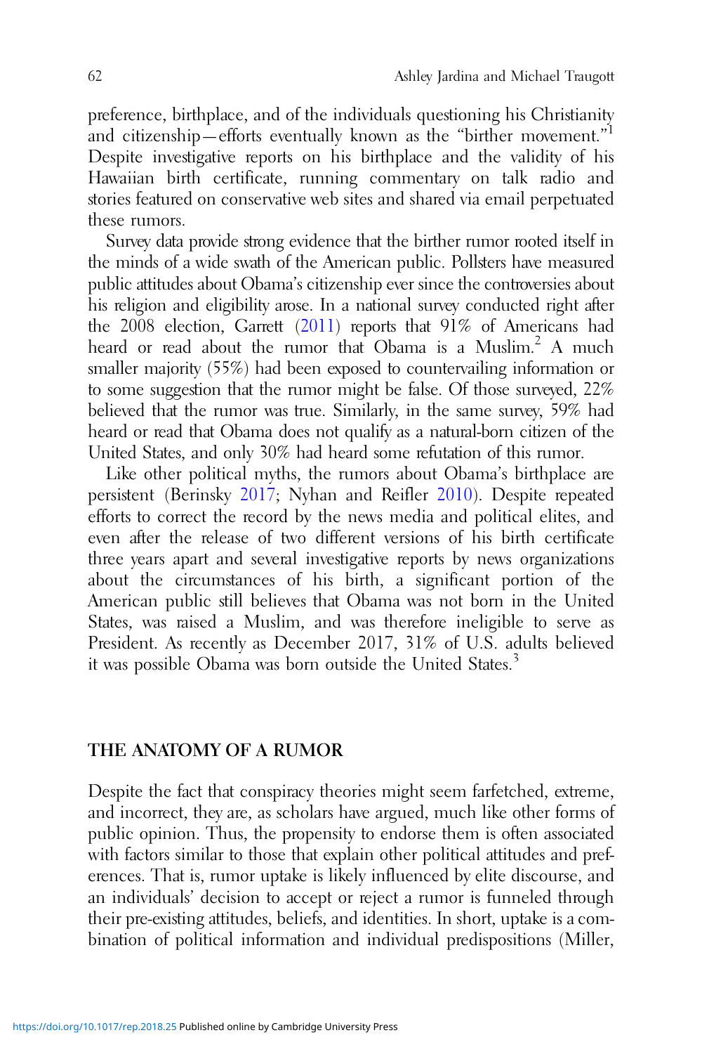preference, birthplace, and of the individuals questioning his Christianity and citizenship—efforts eventually known as the "birther movement."[1] Despite investigative reports on his birthplace and the validity of his Hawaiian birth certificate, running commentary on talk radio and stories featured on conservative web sites and shared via email perpetuated these rumors.

Survey data provide strong evidence that the birther rumor rooted itself in the minds of a wide swath of the American public. Pollsters have measured public attitudes about Obama's citizenship ever since the controversies about his religion and eligibility arose. In a national survey conducted right after the 2008 election, Garrett (2011) reports that 91% of Americans had heard or read about the rumor that Obama is a Muslim.[2] A much smaller majority (55%) had been exposed to countervailing information or to some suggestion that the rumor might be false. Of those surveyed, 22% believed that the rumor was true. Similarly, in the same survey, 59% had heard or read that Obama does not qualify as a natural-born citizen of the United States, and only 30% had heard some refutation of this rumor.

Like other political myths, the rumors about Obama's birthplace are persistent (Berinsky 2017; Nyhan and Reifler 2010). Despite repeated efforts to correct the record by the news media and political elites, and even after the release of two different versions of his birth certificate three years apart and several investigative reports by news organizations about the circumstances of his birth, a significant portion of the American public still believes that Obama was not born in the United States, was raised a Muslim, and was therefore ineligible to serve as President. As recently as December 2017, 31% of U.S. adults believed it was possible Obama was born outside the United States.[3]

## THE ANATOMY OF A RUMOR

Despite the fact that conspiracy theories might seem farfetched, extreme, and incorrect, they are, as scholars have argued, much like other forms of public opinion. Thus, the propensity to endorse them is often associated with factors similar to those that explain other political attitudes and preferences. That is, rumor uptake is likely influenced by elite discourse, and an individuals' decision to accept or reject a rumor is funneled through their pre-existing attitudes, beliefs, and identities. In short, uptake is a combination of political information and individual predispositions (Miller,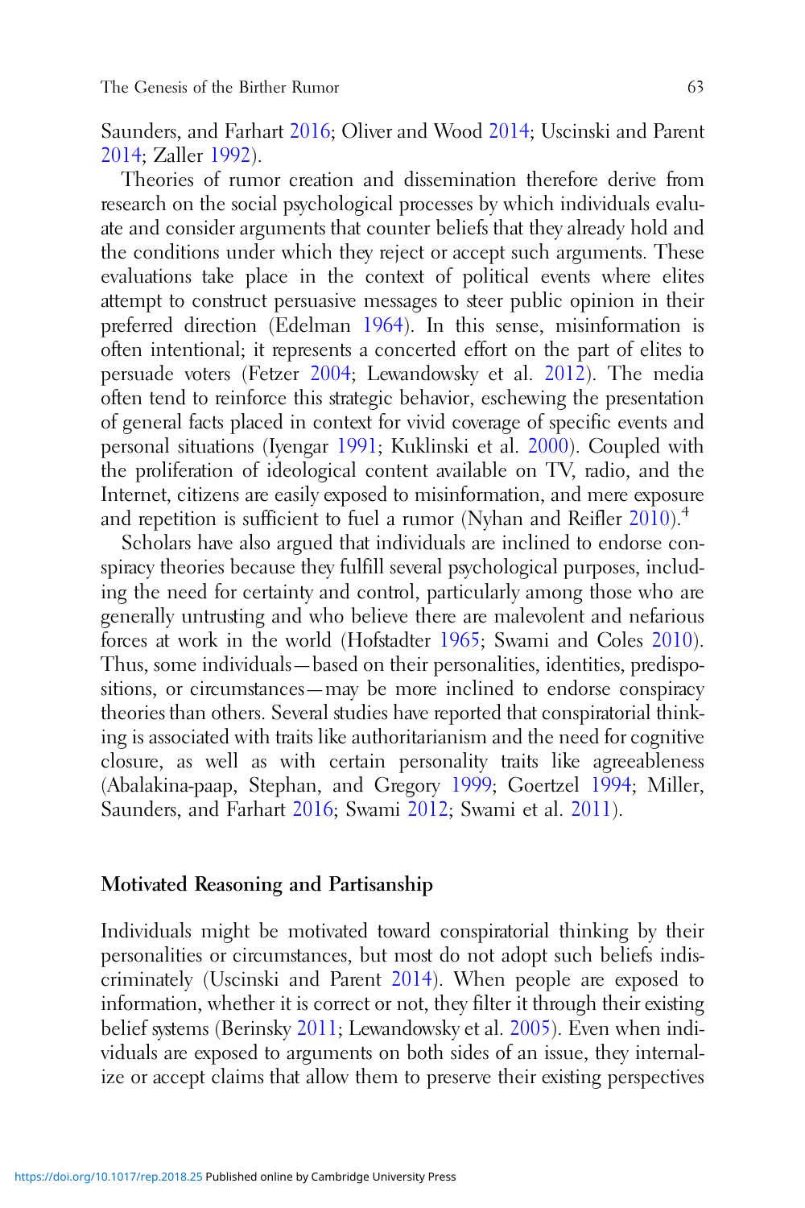Saunders, and Farhart 2016; Oliver and Wood 2014; Uscinski and Parent 2014; Zaller 1992).

Theories of rumor creation and dissemination therefore derive from research on the social psychological processes by which individuals evaluate and consider arguments that counter beliefs that they already hold and the conditions under which they reject or accept such arguments. These evaluations take place in the context of political events where elites attempt to construct persuasive messages to steer public opinion in their preferred direction (Edelman 1964). In this sense, misinformation is often intentional; it represents a concerted effort on the part of elites to persuade voters (Fetzer 2004; Lewandowsky et al. 2012). The media often tend to reinforce this strategic behavior, eschewing the presentation of general facts placed in context for vivid coverage of specific events and personal situations (Iyengar 1991; Kuklinski et al. 2000). Coupled with the proliferation of ideological content available on TV, radio, and the Internet, citizens are easily exposed to misinformation, and mere exposure and repetition is sufficient to fuel a rumor (Nyhan and Reifler 2010).[4]

Scholars have also argued that individuals are inclined to endorse conspiracy theories because they fulfill several psychological purposes, including the need for certainty and control, particularly among those who are generally untrusting and who believe there are malevolent and nefarious forces at work in the world (Hofstadter 1965; Swami and Coles 2010). Thus, some individuals—based on their personalities, identities, predispositions, or circumstances—may be more inclined to endorse conspiracy theories than others. Several studies have reported that conspiratorial thinking is associated with traits like authoritarianism and the need for cognitive closure, as well as with certain personality traits like agreeableness (Abalakina-paap, Stephan, and Gregory 1999; Goertzel 1994; Miller, Saunders, and Farhart 2016; Swami 2012; Swami et al. 2011).

## Motivated Reasoning and Partisanship

Individuals might be motivated toward conspiratorial thinking by their personalities or circumstances, but most do not adopt such beliefs indiscriminately (Uscinski and Parent 2014). When people are exposed to information, whether it is correct or not, they filter it through their existing belief systems (Berinsky 2011; Lewandowsky et al. 2005). Even when individuals are exposed to arguments on both sides of an issue, they internalize or accept claims that allow them to preserve their existing perspectives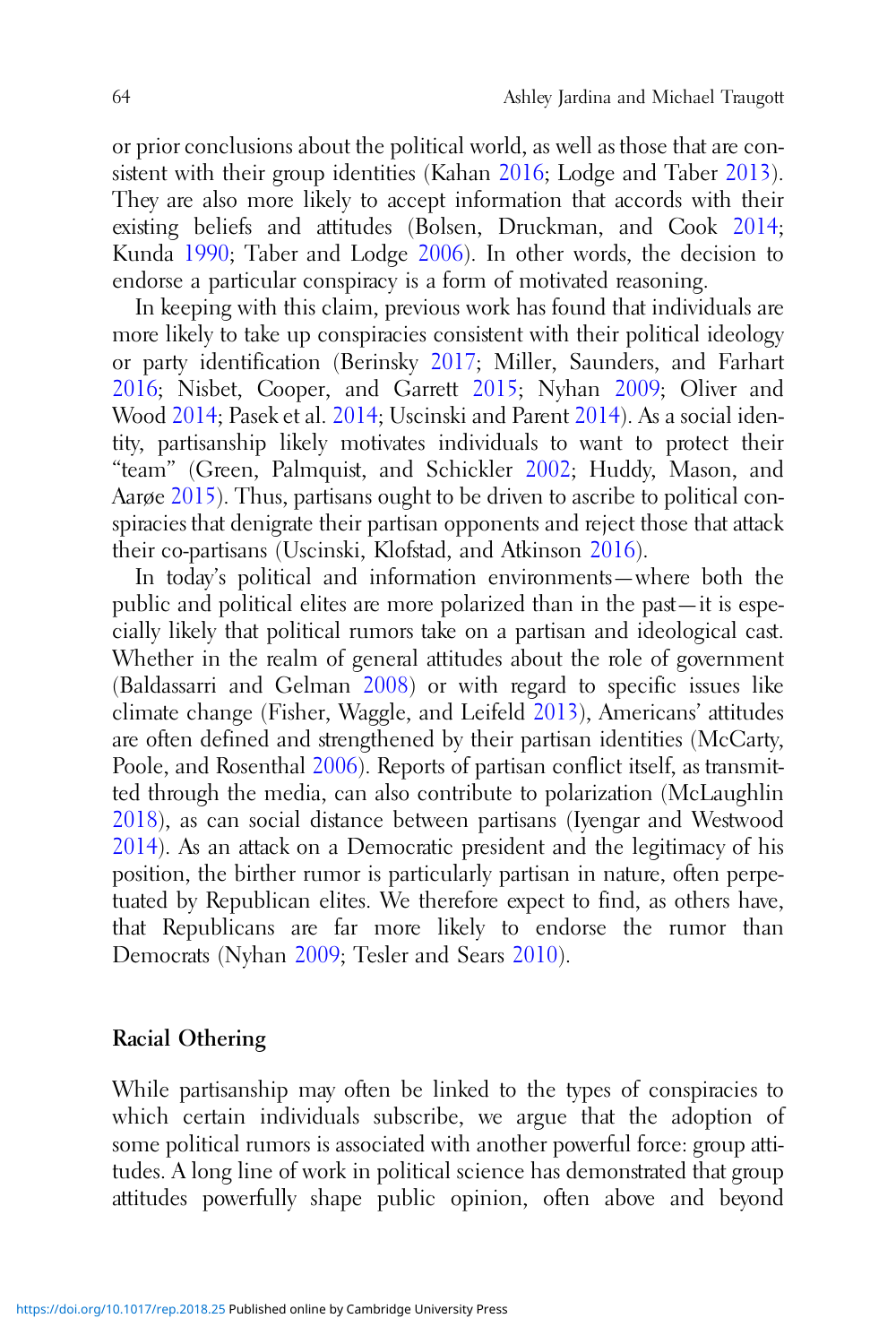or prior conclusions about the political world, as well as those that are consistent with their group identities (Kahan 2016; Lodge and Taber 2013). They are also more likely to accept information that accords with their existing beliefs and attitudes (Bolsen, Druckman, and Cook 2014; Kunda 1990; Taber and Lodge 2006). In other words, the decision to endorse a particular conspiracy is a form of motivated reasoning.

In keeping with this claim, previous work has found that individuals are more likely to take up conspiracies consistent with their political ideology or party identification (Berinsky 2017; Miller, Saunders, and Farhart 2016; Nisbet, Cooper, and Garrett 2015; Nyhan 2009; Oliver and Wood 2014; Pasek et al. 2014; Uscinski and Parent 2014). As a social identity, partisanship likely motivates individuals to want to protect their "team" (Green, Palmquist, and Schickler 2002; Huddy, Mason, and Aarøe 2015). Thus, partisans ought to be driven to ascribe to political conspiracies that denigrate their partisan opponents and reject those that attack their co-partisans (Uscinski, Klofstad, and Atkinson 2016).

In today's political and information environments—where both the public and political elites are more polarized than in the past—it is especially likely that political rumors take on a partisan and ideological cast. Whether in the realm of general attitudes about the role of government (Baldassarri and Gelman 2008) or with regard to specific issues like climate change (Fisher, Waggle, and Leifeld 2013), Americans' attitudes are often defined and strengthened by their partisan identities (McCarty, Poole, and Rosenthal 2006). Reports of partisan conflict itself, as transmitted through the media, can also contribute to polarization (McLaughlin 2018), as can social distance between partisans (Iyengar and Westwood 2014). As an attack on a Democratic president and the legitimacy of his position, the birther rumor is particularly partisan in nature, often perpetuated by Republican elites. We therefore expect to find, as others have, that Republicans are far more likely to endorse the rumor than Democrats (Nyhan 2009; Tesler and Sears 2010).

## Racial Othering

While partisanship may often be linked to the types of conspiracies to which certain individuals subscribe, we argue that the adoption of some political rumors is associated with another powerful force: group attitudes. A long line of work in political science has demonstrated that group attitudes powerfully shape public opinion, often above and beyond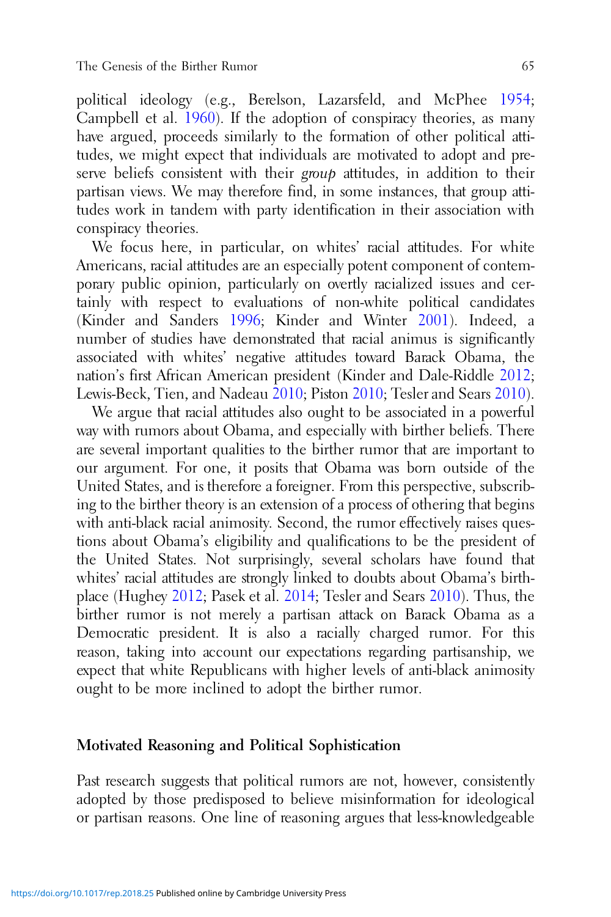political ideology (e.g., Berelson, Lazarsfeld, and McPhee 1954; Campbell et al. 1960). If the adoption of conspiracy theories, as many have argued, proceeds similarly to the formation of other political attitudes, we might expect that individuals are motivated to adopt and preserve beliefs consistent with their *group* attitudes, in addition to their partisan views. We may therefore find, in some instances, that group attitudes work in tandem with party identification in their association with conspiracy theories.

We focus here, in particular, on whites' racial attitudes. For white Americans, racial attitudes are an especially potent component of contemporary public opinion, particularly on overtly racialized issues and certainly with respect to evaluations of non-white political candidates (Kinder and Sanders 1996; Kinder and Winter 2001). Indeed, a number of studies have demonstrated that racial animus is significantly associated with whites' negative attitudes toward Barack Obama, the nation's first African American president (Kinder and Dale-Riddle 2012; Lewis-Beck, Tien, and Nadeau 2010; Piston 2010; Tesler and Sears 2010).

We argue that racial attitudes also ought to be associated in a powerful way with rumors about Obama, and especially with birther beliefs. There are several important qualities to the birther rumor that are important to our argument. For one, it posits that Obama was born outside of the United States, and is therefore a foreigner. From this perspective, subscribing to the birther theory is an extension of a process of othering that begins with anti-black racial animosity. Second, the rumor effectively raises questions about Obama's eligibility and qualifications to be the president of the United States. Not surprisingly, several scholars have found that whites' racial attitudes are strongly linked to doubts about Obama's birthplace (Hughey 2012; Pasek et al. 2014; Tesler and Sears 2010). Thus, the birther rumor is not merely a partisan attack on Barack Obama as a Democratic president. It is also a racially charged rumor. For this reason, taking into account our expectations regarding partisanship, we expect that white Republicans with higher levels of anti-black animosity ought to be more inclined to adopt the birther rumor.

## Motivated Reasoning and Political Sophistication

Past research suggests that political rumors are not, however, consistently adopted by those predisposed to believe misinformation for ideological or partisan reasons. One line of reasoning argues that less-knowledgeable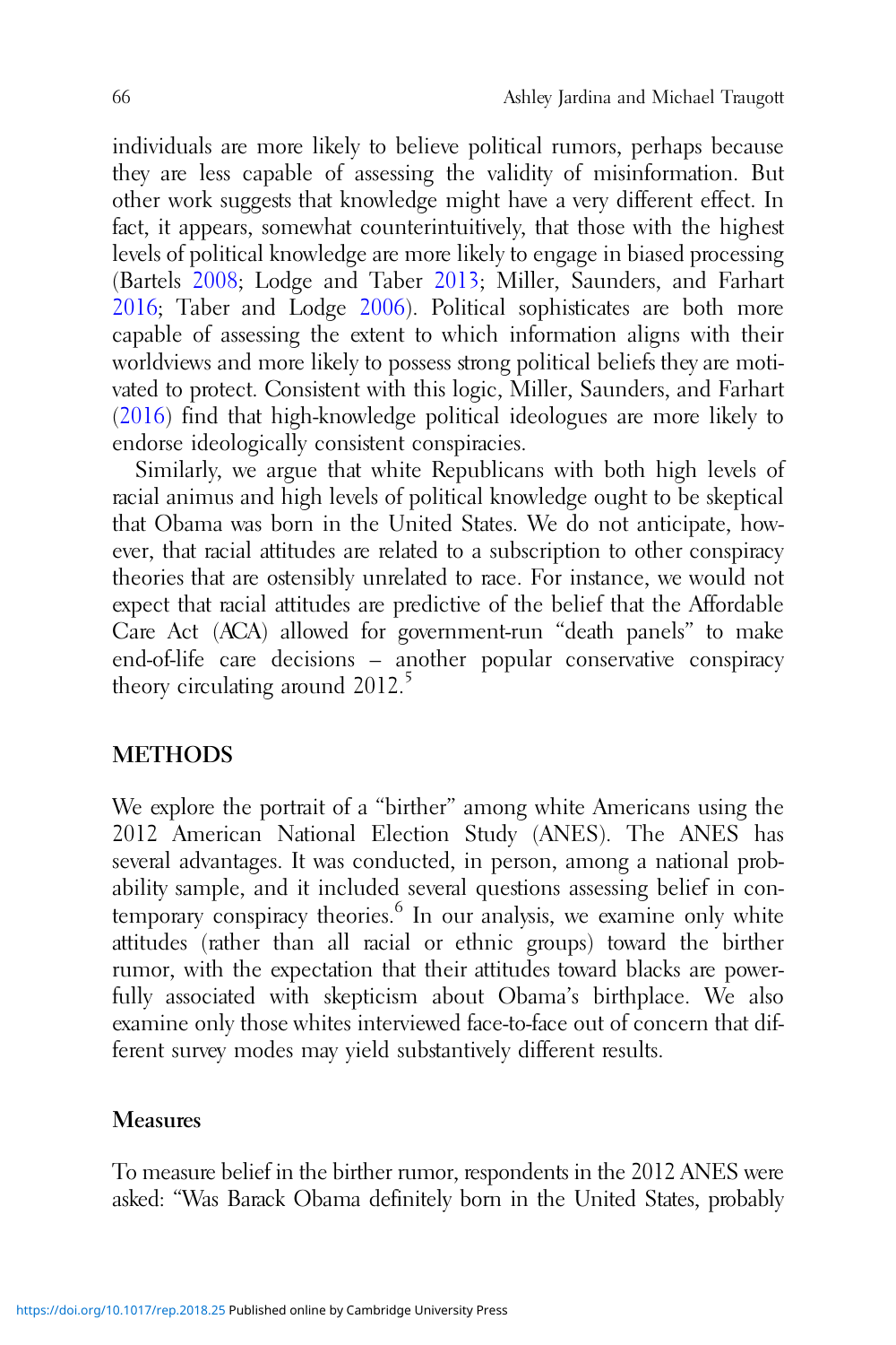individuals are more likely to believe political rumors, perhaps because they are less capable of assessing the validity of misinformation. But other work suggests that knowledge might have a very different effect. In fact, it appears, somewhat counterintuitively, that those with the highest levels of political knowledge are more likely to engage in biased processing (Bartels 2008; Lodge and Taber 2013; Miller, Saunders, and Farhart 2016; Taber and Lodge 2006). Political sophisticates are both more capable of assessing the extent to which information aligns with their worldviews and more likely to possess strong political beliefs they are motivated to protect. Consistent with this logic, Miller, Saunders, and Farhart (2016) find that high-knowledge political ideologues are more likely to endorse ideologically consistent conspiracies.

Similarly, we argue that white Republicans with both high levels of racial animus and high levels of political knowledge ought to be skeptical that Obama was born in the United States. We do not anticipate, however, that racial attitudes are related to a subscription to other conspiracy theories that are ostensibly unrelated to race. For instance, we would not expect that racial attitudes are predictive of the belief that the Affordable Care Act (ACA) allowed for government-run "death panels" to make end-of-life care decisions – another popular conservative conspiracy theory circulating around 2012.[5]

## METHODS

We explore the portrait of a "birther" among white Americans using the 2012 American National Election Study (ANES). The ANES has several advantages. It was conducted, in person, among a national probability sample, and it included several questions assessing belief in contemporary conspiracy theories.[6] In our analysis, we examine only white attitudes (rather than all racial or ethnic groups) toward the birther rumor, with the expectation that their attitudes toward blacks are powerfully associated with skepticism about Obama's birthplace. We also examine only those whites interviewed face-to-face out of concern that different survey modes may yield substantively different results.

### Measures

To measure belief in the birther rumor, respondents in the 2012 ANES were asked: "Was Barack Obama definitely born in the United States, probably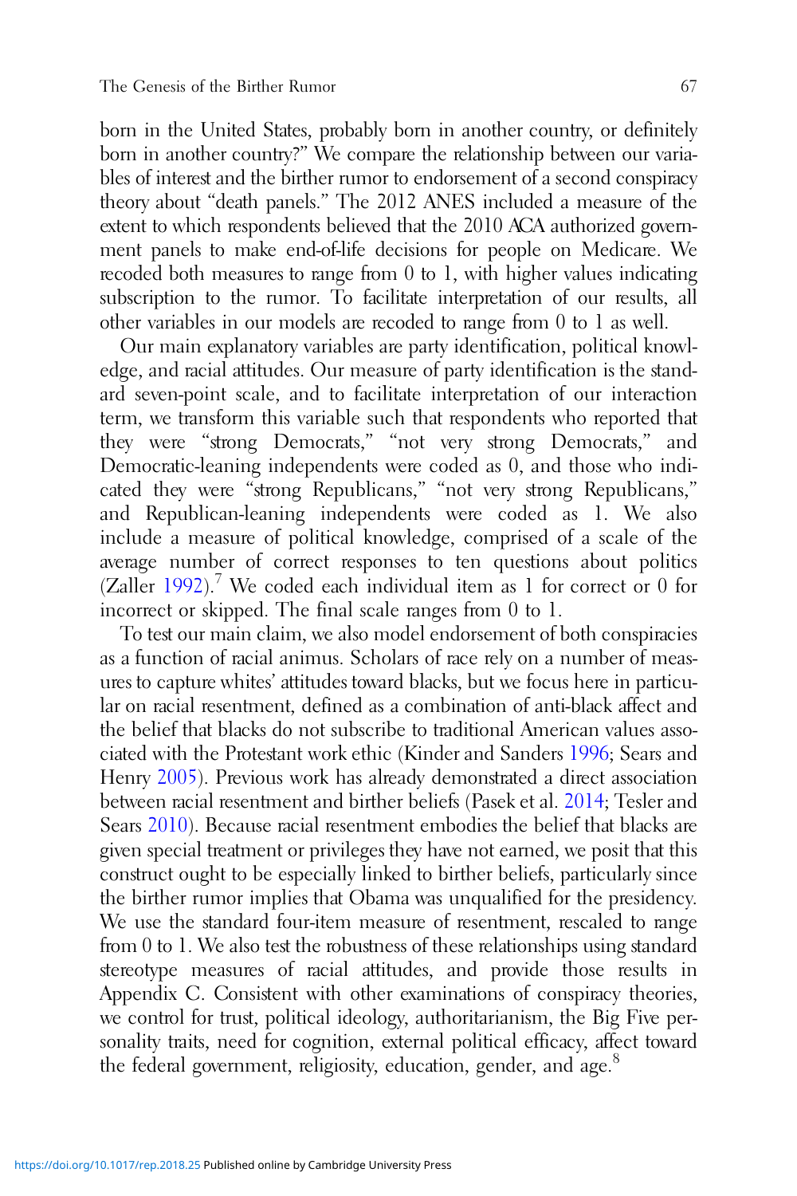born in the United States, probably born in another country, or definitely born in another country?" We compare the relationship between our variables of interest and the birther rumor to endorsement of a second conspiracy theory about "death panels." The 2012 ANES included a measure of the extent to which respondents believed that the 2010 ACA authorized government panels to make end-of-life decisions for people on Medicare. We recoded both measures to range from 0 to 1, with higher values indicating subscription to the rumor. To facilitate interpretation of our results, all other variables in our models are recoded to range from 0 to 1 as well.

Our main explanatory variables are party identification, political knowledge, and racial attitudes. Our measure of party identification is the standard seven-point scale, and to facilitate interpretation of our interaction term, we transform this variable such that respondents who reported that they were "strong Democrats," "not very strong Democrats," and Democratic-leaning independents were coded as 0, and those who indicated they were "strong Republicans," "not very strong Republicans," and Republican-leaning independents were coded as 1. We also include a measure of political knowledge, comprised of a scale of the average number of correct responses to ten questions about politics (Zaller 1992).[7] We coded each individual item as 1 for correct or 0 for incorrect or skipped. The final scale ranges from 0 to 1.

To test our main claim, we also model endorsement of both conspiracies as a function of racial animus. Scholars of race rely on a number of measures to capture whites' attitudes toward blacks, but we focus here in particular on racial resentment, defined as a combination of anti-black affect and the belief that blacks do not subscribe to traditional American values associated with the Protestant work ethic (Kinder and Sanders 1996; Sears and Henry 2005). Previous work has already demonstrated a direct association between racial resentment and birther beliefs (Pasek et al. 2014; Tesler and Sears 2010). Because racial resentment embodies the belief that blacks are given special treatment or privileges they have not earned, we posit that this construct ought to be especially linked to birther beliefs, particularly since the birther rumor implies that Obama was unqualified for the presidency. We use the standard four-item measure of resentment, rescaled to range from 0 to 1. We also test the robustness of these relationships using standard stereotype measures of racial attitudes, and provide those results in Appendix C. Consistent with other examinations of conspiracy theories, we control for trust, political ideology, authoritarianism, the Big Five personality traits, need for cognition, external political efficacy, affect toward the federal government, religiosity, education, gender, and age.[8]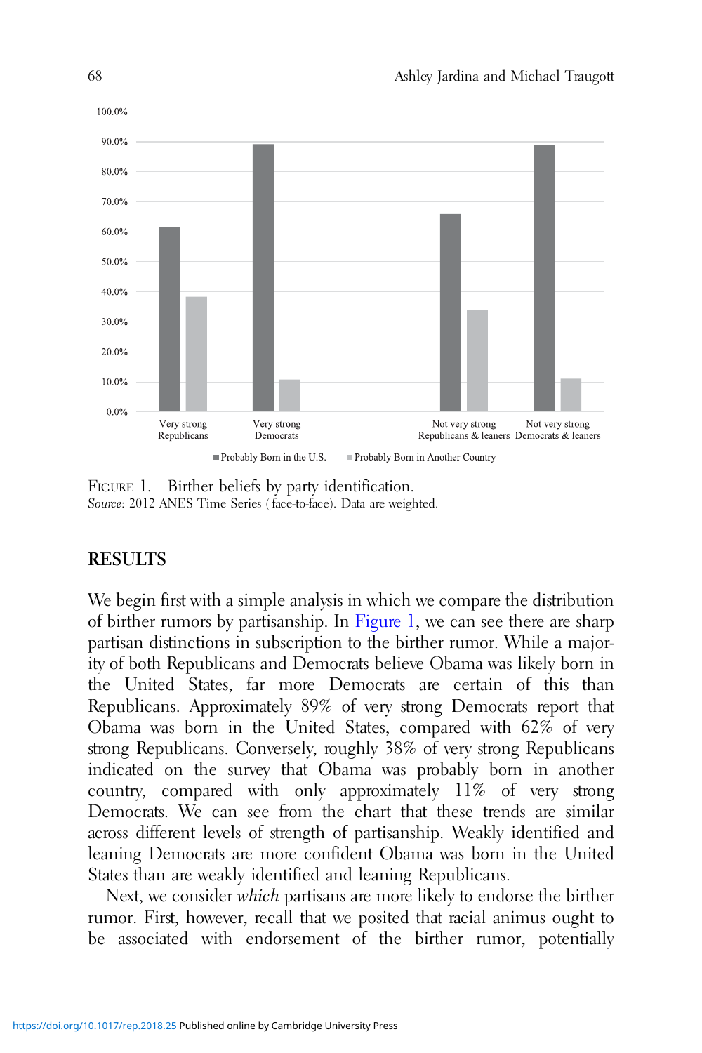FIGURE 1. Birther beliefs by party identification.
*Source*: 2012 ANES Time Series (face-to-face). Data are weighted.

## RESULTS

We begin first with a simple analysis in which we compare the distribution of birther rumors by partisanship. In Figure 1, we can see there are sharp partisan distinctions in subscription to the birther rumor. While a majority of both Republicans and Democrats believe Obama was likely born in the United States, far more Democrats are certain of this than Republicans. Approximately 89% of very strong Democrats report that Obama was born in the United States, compared with 62% of very strong Republicans. Conversely, roughly 38% of very strong Republicans indicated on the survey that Obama was probably born in another country, compared with only approximately 11% of very strong Democrats. We can see from the chart that these trends are similar across different levels of strength of partisanship. Weakly identified and leaning Democrats are more confident Obama was born in the United States than are weakly identified and leaning Republicans.

Next, we consider *which* partisans are more likely to endorse the birther rumor. First, however, recall that we posited that racial animus ought to be associated with endorsement of the birther rumor, potentially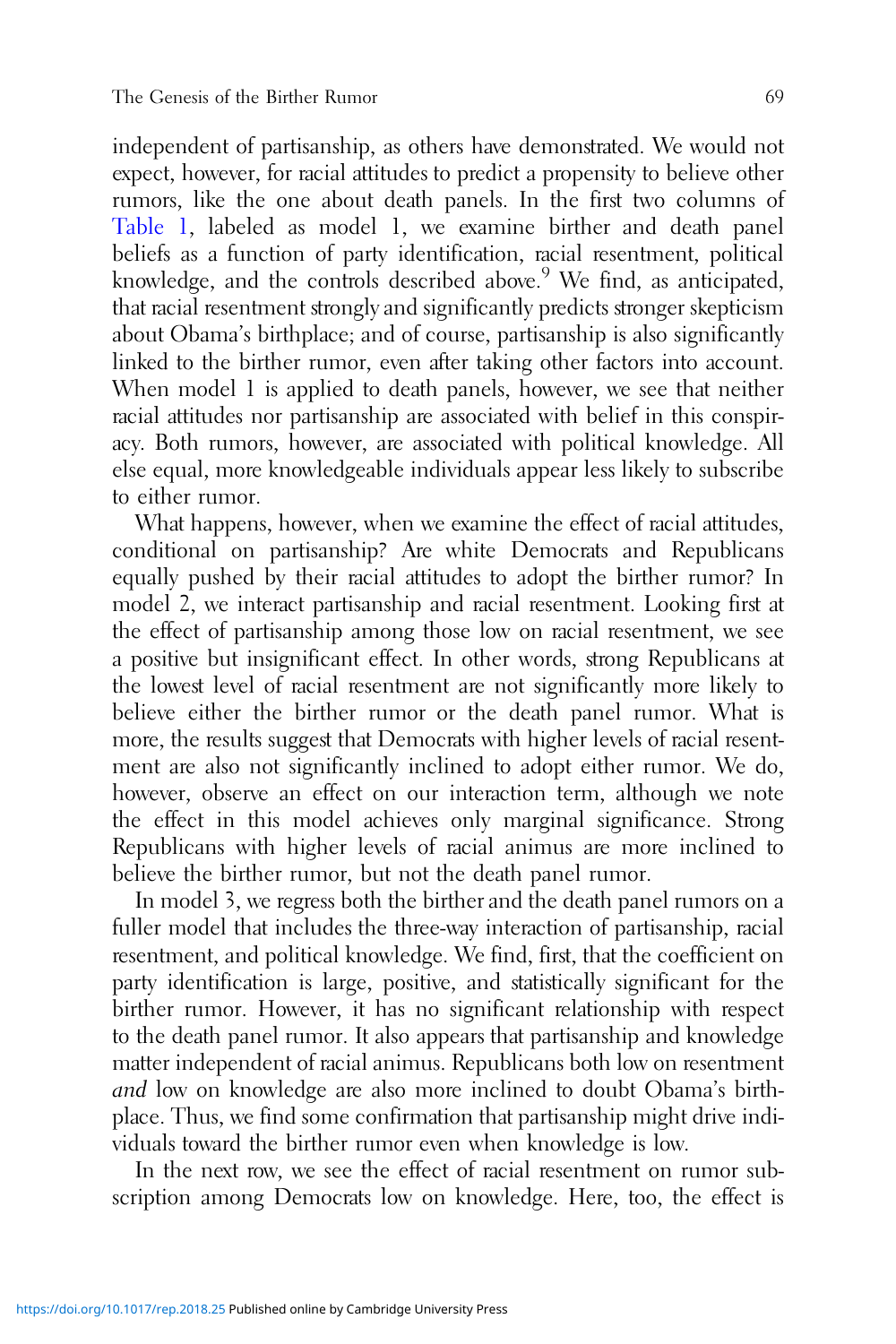independent of partisanship, as others have demonstrated. We would not expect, however, for racial attitudes to predict a propensity to believe other rumors, like the one about death panels. In the first two columns of Table 1, labeled as model 1, we examine birther and death panel beliefs as a function of party identification, racial resentment, political knowledge, and the controls described above.[9] We find, as anticipated, that racial resentment strongly and significantly predicts stronger skepticism about Obama's birthplace; and of course, partisanship is also significantly linked to the birther rumor, even after taking other factors into account. When model 1 is applied to death panels, however, we see that neither racial attitudes nor partisanship are associated with belief in this conspiracy. Both rumors, however, are associated with political knowledge. All else equal, more knowledgeable individuals appear less likely to subscribe to either rumor.

What happens, however, when we examine the effect of racial attitudes, conditional on partisanship? Are white Democrats and Republicans equally pushed by their racial attitudes to adopt the birther rumor? In model 2, we interact partisanship and racial resentment. Looking first at the effect of partisanship among those low on racial resentment, we see a positive but insignificant effect. In other words, strong Republicans at the lowest level of racial resentment are not significantly more likely to believe either the birther rumor or the death panel rumor. What is more, the results suggest that Democrats with higher levels of racial resentment are also not significantly inclined to adopt either rumor. We do, however, observe an effect on our interaction term, although we note the effect in this model achieves only marginal significance. Strong Republicans with higher levels of racial animus are more inclined to believe the birther rumor, but not the death panel rumor.

In model 3, we regress both the birther and the death panel rumors on a fuller model that includes the three-way interaction of partisanship, racial resentment, and political knowledge. We find, first, that the coefficient on party identification is large, positive, and statistically significant for the birther rumor. However, it has no significant relationship with respect to the death panel rumor. It also appears that partisanship and knowledge matter independent of racial animus. Republicans both low on resentment *and* low on knowledge are also more inclined to doubt Obama's birthplace. Thus, we find some confirmation that partisanship might drive individuals toward the birther rumor even when knowledge is low.

In the next row, we see the effect of racial resentment on rumor subscription among Democrats low on knowledge. Here, too, the effect is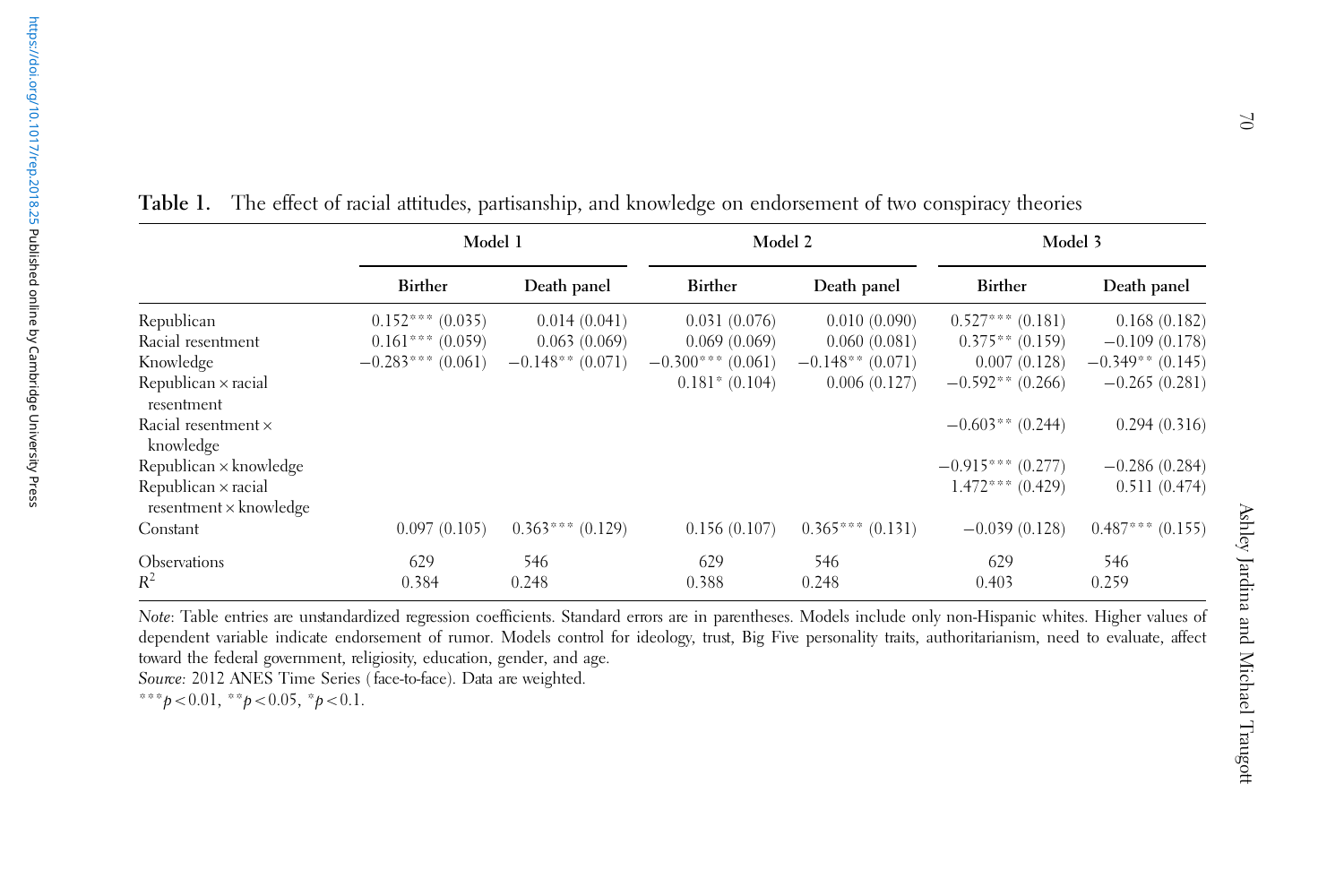**Table 1.** The effect of racial attitudes, partisanship, and knowledge on endorsement of two conspiracy theories

| | Model 1 | | Model 2 | | Model 3 | |
|---|---|---|---|---|---|---|
| | Birther | Death panel | Birther | Death panel | Birther | Death panel |
| Republican | 0.152*** (0.035) | 0.014 (0.041) | 0.031 (0.076) | 0.010 (0.090) | 0.527*** (0.181) | 0.168 (0.182) |
| Racial resentment | 0.161*** (0.059) | 0.063 (0.069) | 0.069 (0.069) | 0.060 (0.081) | 0.375** (0.159) | −0.109 (0.178) |
| Knowledge | −0.283*** (0.061) | −0.148** (0.071) | −0.300*** (0.061) | −0.148** (0.071) | 0.007 (0.128) | −0.349** (0.145) |
| Republican × racial resentment | | | 0.181* (0.104) | 0.006 (0.127) | −0.592** (0.266) | −0.265 (0.281) |
| Racial resentment × knowledge | | | | | −0.603** (0.244) | 0.294 (0.316) |
| Republican × knowledge | | | | | −0.915*** (0.277) | −0.286 (0.284) |
| Republican × racial resentment × knowledge | | | | | 1.472*** (0.429) | 0.511 (0.474) |
| Constant | 0.097 (0.105) | 0.363*** (0.129) | 0.156 (0.107) | 0.365*** (0.131) | −0.039 (0.128) | 0.487*** (0.155) |
| Observations | 629 | 546 | 629 | 546 | 629 | 546 |
| $R^2$ | 0.384 | 0.248 | 0.388 | 0.248 | 0.403 | 0.259 |

*Note*: Table entries are unstandardized regression coefficients. Standard errors are in parentheses. Models include only non-Hispanic whites. Higher values of dependent variable indicate endorsement of rumor. Models control for ideology, trust, Big Five personality traits, authoritarianism, need to evaluate, affect toward the federal government, religiosity, education, gender, and age.

*Source*: 2012 ANES Time Series (face-to-face). Data are weighted.

***$p < 0.01$, **$p < 0.05$, *$p < 0.1$.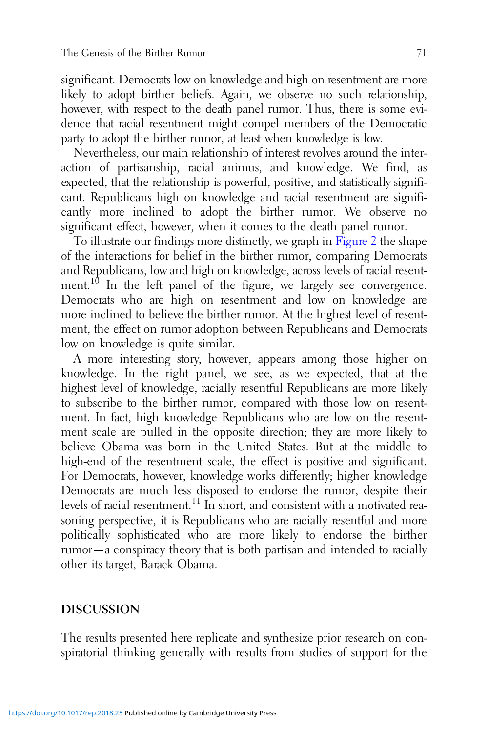significant. Democrats low on knowledge and high on resentment are more likely to adopt birther beliefs. Again, we observe no such relationship, however, with respect to the death panel rumor. Thus, there is some evidence that racial resentment might compel members of the Democratic party to adopt the birther rumor, at least when knowledge is low.

Nevertheless, our main relationship of interest revolves around the interaction of partisanship, racial animus, and knowledge. We find, as expected, that the relationship is powerful, positive, and statistically significant. Republicans high on knowledge and racial resentment are significantly more inclined to adopt the birther rumor. We observe no significant effect, however, when it comes to the death panel rumor.

To illustrate our findings more distinctly, we graph in Figure 2 the shape of the interactions for belief in the birther rumor, comparing Democrats and Republicans, low and high on knowledge, across levels of racial resentment.[10] In the left panel of the figure, we largely see convergence. Democrats who are high on resentment and low on knowledge are more inclined to believe the birther rumor. At the highest level of resentment, the effect on rumor adoption between Republicans and Democrats low on knowledge is quite similar.

A more interesting story, however, appears among those higher on knowledge. In the right panel, we see, as we expected, that at the highest level of knowledge, racially resentful Republicans are more likely to subscribe to the birther rumor, compared with those low on resentment. In fact, high knowledge Republicans who are low on the resentment scale are pulled in the opposite direction; they are more likely to believe Obama was born in the United States. But at the middle to high-end of the resentment scale, the effect is positive and significant. For Democrats, however, knowledge works differently; higher knowledge Democrats are much less disposed to endorse the rumor, despite their levels of racial resentment.[11] In short, and consistent with a motivated reasoning perspective, it is Republicans who are racially resentful and more politically sophisticated who are more likely to endorse the birther rumor—a conspiracy theory that is both partisan and intended to racially other its target, Barack Obama.

## DISCUSSION

The results presented here replicate and synthesize prior research on conspiratorial thinking generally with results from studies of support for the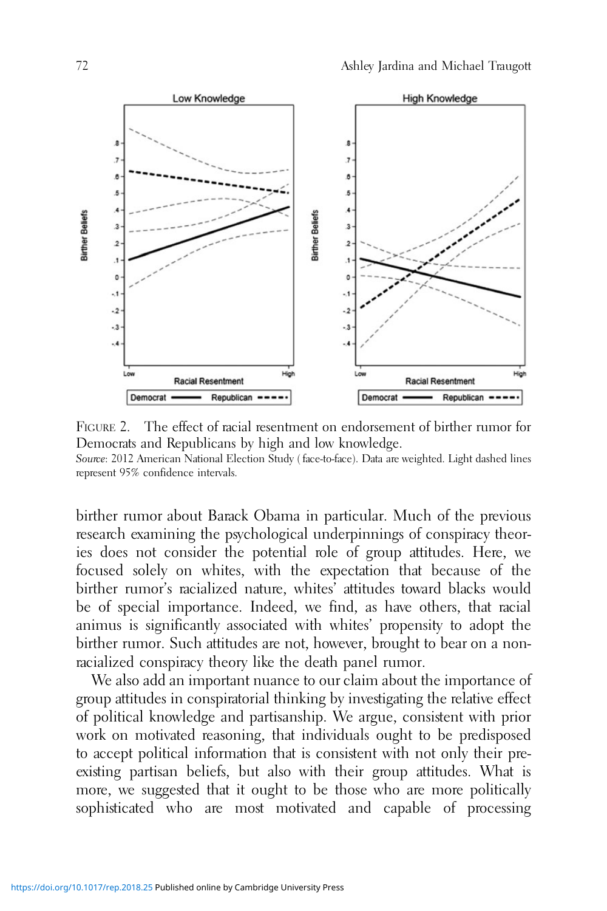FIGURE 2. The effect of racial resentment on endorsement of birther rumor for Democrats and Republicans by high and low knowledge.

*Source*: 2012 American National Election Study (face-to-face). Data are weighted. Light dashed lines represent 95% confidence intervals.

birther rumor about Barack Obama in particular. Much of the previous research examining the psychological underpinnings of conspiracy theories does not consider the potential role of group attitudes. Here, we focused solely on whites, with the expectation that because of the birther rumor's racialized nature, whites' attitudes toward blacks would be of special importance. Indeed, we find, as have others, that racial animus is significantly associated with whites' propensity to adopt the birther rumor. Such attitudes are not, however, brought to bear on a non-racialized conspiracy theory like the death panel rumor.

We also add an important nuance to our claim about the importance of group attitudes in conspiratorial thinking by investigating the relative effect of political knowledge and partisanship. We argue, consistent with prior work on motivated reasoning, that individuals ought to be predisposed to accept political information that is consistent with not only their pre-existing partisan beliefs, but also with their group attitudes. What is more, we suggested that it ought to be those who are more politically sophisticated who are most motivated and capable of processing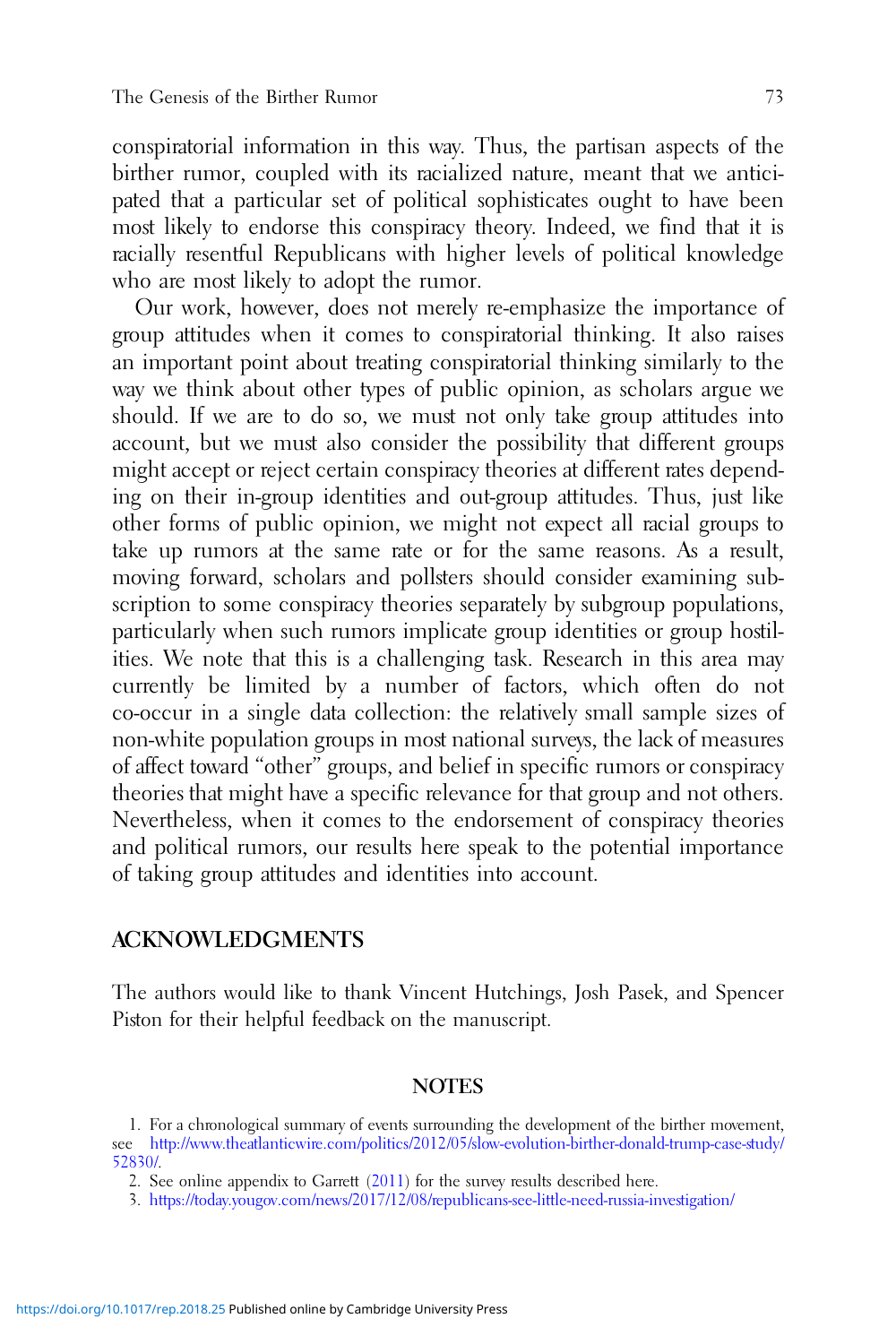conspiratorial information in this way. Thus, the partisan aspects of the birther rumor, coupled with its racialized nature, meant that we anticipated that a particular set of political sophisticates ought to have been most likely to endorse this conspiracy theory. Indeed, we find that it is racially resentful Republicans with higher levels of political knowledge who are most likely to adopt the rumor.

Our work, however, does not merely re-emphasize the importance of group attitudes when it comes to conspiratorial thinking. It also raises an important point about treating conspiratorial thinking similarly to the way we think about other types of public opinion, as scholars argue we should. If we are to do so, we must not only take group attitudes into account, but we must also consider the possibility that different groups might accept or reject certain conspiracy theories at different rates depending on their in-group identities and out-group attitudes. Thus, just like other forms of public opinion, we might not expect all racial groups to take up rumors at the same rate or for the same reasons. As a result, moving forward, scholars and pollsters should consider examining subscription to some conspiracy theories separately by subgroup populations, particularly when such rumors implicate group identities or group hostilities. We note that this is a challenging task. Research in this area may currently be limited by a number of factors, which often do not co-occur in a single data collection: the relatively small sample sizes of non-white population groups in most national surveys, the lack of measures of affect toward "other" groups, and belief in specific rumors or conspiracy theories that might have a specific relevance for that group and not others. Nevertheless, when it comes to the endorsement of conspiracy theories and political rumors, our results here speak to the potential importance of taking group attitudes and identities into account.

## ACKNOWLEDGMENTS

The authors would like to thank Vincent Hutchings, Josh Pasek, and Spencer Piston for their helpful feedback on the manuscript.

## NOTES

1. For a chronological summary of events surrounding the development of the birther movement, see http://www.theatlanticwire.com/politics/2012/05/slow-evolution-birther-donald-trump-case-study/52830/.
2. See online appendix to Garrett (2011) for the survey results described here.
3. https://today.yougov.com/news/2017/12/08/republicans-see-little-need-russia-investigation/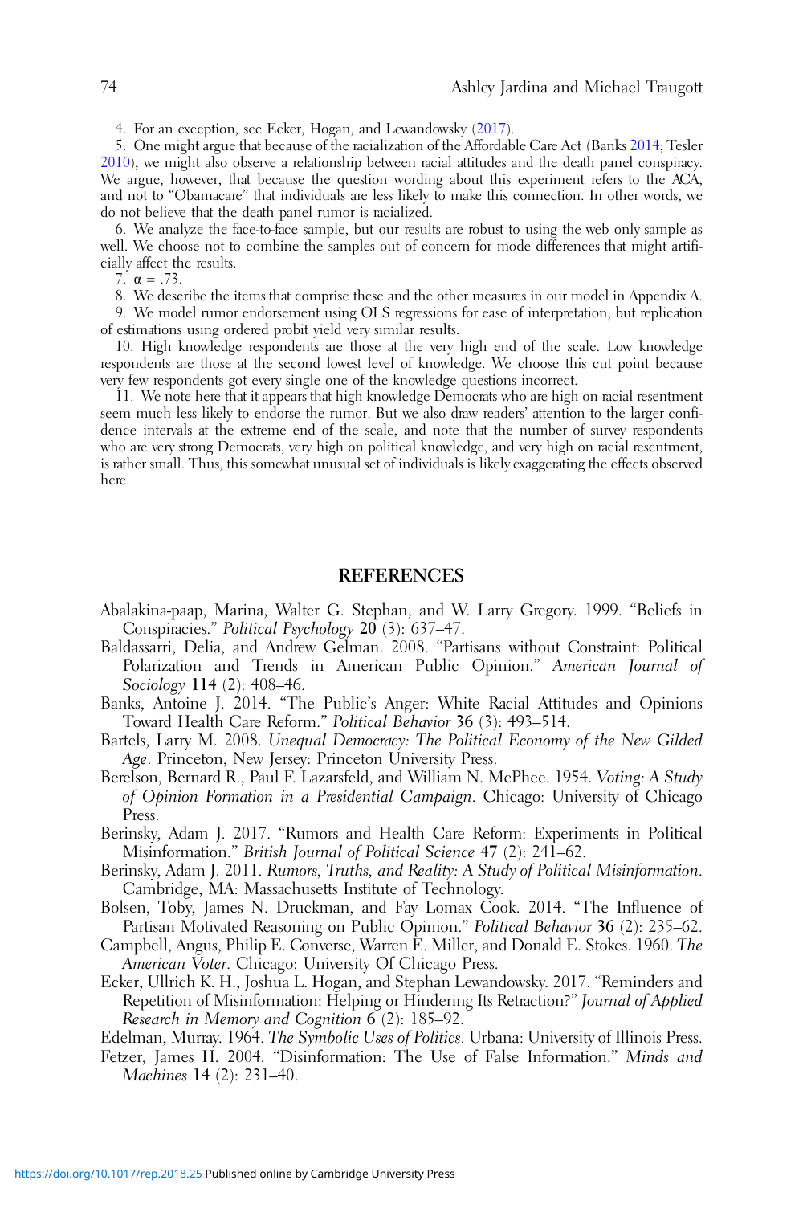4. For an exception, see Ecker, Hogan, and Lewandowsky (2017).

5. One might argue that because of the racialization of the Affordable Care Act (Banks 2014; Tesler 2010), we might also observe a relationship between racial attitudes and the death panel conspiracy. We argue, however, that because the question wording about this experiment refers to the ACA, and not to "Obamacare" that individuals are less likely to make this connection. In other words, we do not believe that the death panel rumor is racialized.

6. We analyze the face-to-face sample, but our results are robust to using the web only sample as well. We choose not to combine the samples out of concern for mode differences that might artificially affect the results.

7. $\alpha = .73$.

8. We describe the items that comprise these and the other measures in our model in Appendix A.

9. We model rumor endorsement using OLS regressions for ease of interpretation, but replication of estimations using ordered probit yield very similar results.

10. High knowledge respondents are those at the very high end of the scale. Low knowledge respondents are those at the second lowest level of knowledge. We choose this cut point because very few respondents got every single one of the knowledge questions incorrect.

11. We note here that it appears that high knowledge Democrats who are high on racial resentment seem much less likely to endorse the rumor. But we also draw readers' attention to the larger confidence intervals at the extreme end of the scale, and note that the number of survey respondents who are very strong Democrats, very high on political knowledge, and very high on racial resentment, is rather small. Thus, this somewhat unusual set of individuals is likely exaggerating the effects observed here.

## REFERENCES

Abalakina-paap, Marina, Walter G. Stephan, and W. Larry Gregory. 1999. "Beliefs in Conspiracies." *Political Psychology* **20** (3): 637–47.

Baldassarri, Delia, and Andrew Gelman. 2008. "Partisans without Constraint: Political Polarization and Trends in American Public Opinion." *American Journal of Sociology* **114** (2): 408–46.

Banks, Antoine J. 2014. "The Public's Anger: White Racial Attitudes and Opinions Toward Health Care Reform." *Political Behavior* **36** (3): 493–514.

Bartels, Larry M. 2008. *Unequal Democracy: The Political Economy of the New Gilded Age*. Princeton, New Jersey: Princeton University Press.

Berelson, Bernard R., Paul F. Lazarsfeld, and William N. McPhee. 1954. *Voting: A Study of Opinion Formation in a Presidential Campaign*. Chicago: University of Chicago Press.

Berinsky, Adam J. 2017. "Rumors and Health Care Reform: Experiments in Political Misinformation." *British Journal of Political Science* **47** (2): 241–62.

Berinsky, Adam J. 2011. *Rumors, Truths, and Reality: A Study of Political Misinformation*. Cambridge, MA: Massachusetts Institute of Technology.

Bolsen, Toby, James N. Druckman, and Fay Lomax Cook. 2014. "The Influence of Partisan Motivated Reasoning on Public Opinion." *Political Behavior* **36** (2): 235–62.

Campbell, Angus, Philip E. Converse, Warren E. Miller, and Donald E. Stokes. 1960. *The American Voter*. Chicago: University Of Chicago Press.

Ecker, Ullrich K. H., Joshua L. Hogan, and Stephan Lewandowsky. 2017. "Reminders and Repetition of Misinformation: Helping or Hindering Its Retraction?" *Journal of Applied Research in Memory and Cognition* **6** (2): 185–92.

Edelman, Murray. 1964. *The Symbolic Uses of Politics*. Urbana: University of Illinois Press.

Fetzer, James H. 2004. "Disinformation: The Use of False Information." *Minds and Machines* **14** (2): 231–40.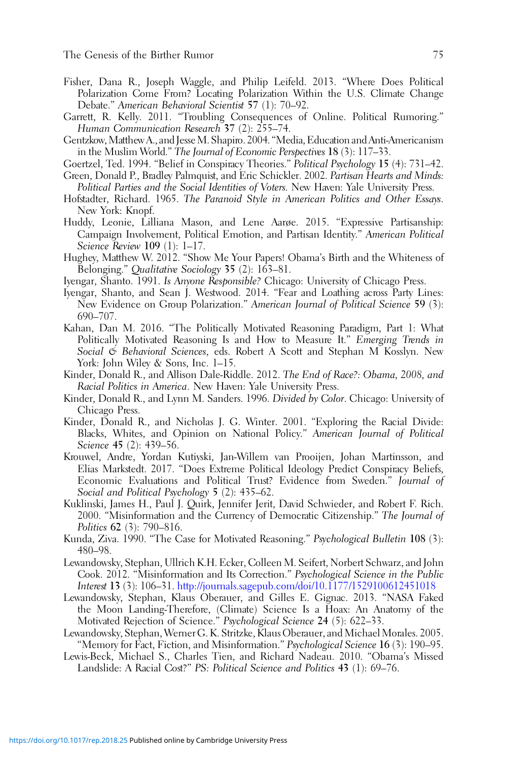Fisher, Dana R., Joseph Waggle, and Philip Leifeld. 2013. "Where Does Political Polarization Come From? Locating Polarization Within the U.S. Climate Change Debate." *American Behavioral Scientist* **57** (1): 70–92.

Garrett, R. Kelly. 2011. "Troubling Consequences of Online. Political Rumoring." *Human Communication Research* **37** (2): 255–74.

Gentzkow, Matthew A., and Jesse M. Shapiro. 2004. "Media, Education and Anti-Americanism in the Muslim World." *The Journal of Economic Perspectives* **18** (3): 117–33.

Goertzel, Ted. 1994. "Belief in Conspiracy Theories." *Political Psychology* **15** (4): 731–42.

Green, Donald P., Bradley Palmquist, and Eric Schickler. 2002. *Partisan Hearts and Minds: Political Parties and the Social Identities of Voters*. New Haven: Yale University Press.

Hofstadter, Richard. 1965. *The Paranoid Style in American Politics and Other Essays*. New York: Knopf.

Huddy, Leonie, Lilliana Mason, and Lene Aarøe. 2015. "Expressive Partisanship: Campaign Involvement, Political Emotion, and Partisan Identity." *American Political Science Review* **109** (1): 1–17.

Hughey, Matthew W. 2012. "Show Me Your Papers! Obama's Birth and the Whiteness of Belonging." *Qualitative Sociology* **35** (2): 163–81.

Iyengar, Shanto. 1991. *Is Anyone Responsible?* Chicago: University of Chicago Press.

Iyengar, Shanto, and Sean J. Westwood. 2014. "Fear and Loathing across Party Lines: New Evidence on Group Polarization." *American Journal of Political Science* **59** (3): 690–707.

Kahan, Dan M. 2016. "The Politically Motivated Reasoning Paradigm, Part 1: What Politically Motivated Reasoning Is and How to Measure It." *Emerging Trends in Social & Behavioral Sciences*, eds. Robert A Scott and Stephan M Kosslyn. New York: John Wiley & Sons, Inc. 1–15.

Kinder, Donald R., and Allison Dale-Riddle. 2012. *The End of Race?: Obama, 2008, and Racial Politics in America*. New Haven: Yale University Press.

Kinder, Donald R., and Lynn M. Sanders. 1996. *Divided by Color*. Chicago: University of Chicago Press.

Kinder, Donald R., and Nicholas J. G. Winter. 2001. "Exploring the Racial Divide: Blacks, Whites, and Opinion on National Policy." *American Journal of Political Science* **45** (2): 439–56.

Krouwel, Andre, Yordan Kutiyski, Jan-Willem van Prooijen, Johan Martinsson, and Elias Markstedt. 2017. "Does Extreme Political Ideology Predict Conspiracy Beliefs, Economic Evaluations and Political Trust? Evidence from Sweden." *Journal of Social and Political Psychology* **5** (2): 435–62.

Kuklinski, James H., Paul J. Quirk, Jennifer Jerit, David Schwieder, and Robert F. Rich. 2000. "Misinformation and the Currency of Democratic Citizenship." *The Journal of Politics* **62** (3): 790–816.

Kunda, Ziva. 1990. "The Case for Motivated Reasoning." *Psychological Bulletin* **108** (3): 480–98.

Lewandowsky, Stephan, Ullrich K.H. Ecker, Colleen M. Seifert, Norbert Schwarz, and John Cook. 2012. "Misinformation and Its Correction." *Psychological Science in the Public Interest* **13** (3): 106–31. http://journals.sagepub.com/doi/10.1177/1529100612451018

Lewandowsky, Stephan, Klaus Oberauer, and Gilles E. Gignac. 2013. "NASA Faked the Moon Landing-Therefore, (Climate) Science Is a Hoax: An Anatomy of the Motivated Rejection of Science." *Psychological Science* **24** (5): 622–33.

Lewandowsky, Stephan, Werner G. K. Stritzke, Klaus Oberauer, and Michael Morales. 2005. "Memory for Fact, Fiction, and Misinformation." *Psychological Science* **16** (3): 190–95.

Lewis-Beck, Michael S., Charles Tien, and Richard Nadeau. 2010. "Obama's Missed Landslide: A Racial Cost?" *PS: Political Science and Politics* **43** (1): 69–76.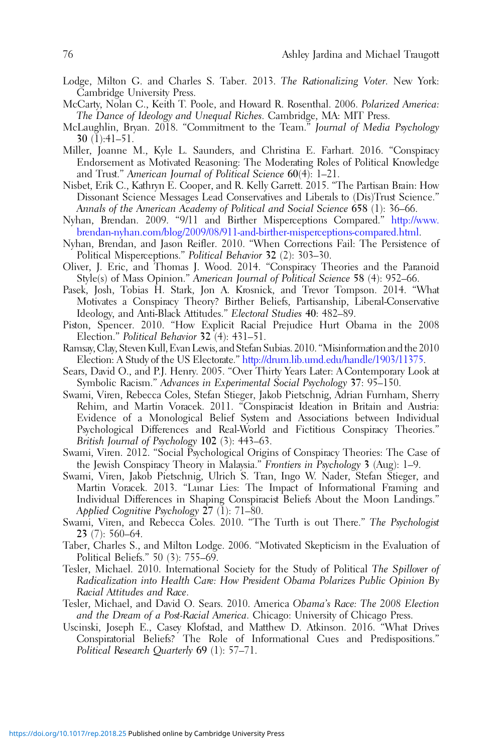Lodge, Milton G. and Charles S. Taber. 2013. *The Rationalizing Voter*. New York: Cambridge University Press.

McCarty, Nolan C., Keith T. Poole, and Howard R. Rosenthal. 2006. *Polarized America: The Dance of Ideology and Unequal Riches*. Cambridge, MA: MIT Press.

McLaughlin, Bryan. 2018. "Commitment to the Team." *Journal of Media Psychology* **30** (1):41–51.

Miller, Joanne M., Kyle L. Saunders, and Christina E. Farhart. 2016. "Conspiracy Endorsement as Motivated Reasoning: The Moderating Roles of Political Knowledge and Trust." *American Journal of Political Science* **60**(4): 1–21.

Nisbet, Erik C., Kathryn E. Cooper, and R. Kelly Garrett. 2015. "The Partisan Brain: How Dissonant Science Messages Lead Conservatives and Liberals to (Dis)Trust Science." *Annals of the American Academy of Political and Social Science* **658** (1): 36–66.

Nyhan, Brendan. 2009. "9/11 and Birther Misperceptions Compared." http://www.brendan-nyhan.com/blog/2009/08/911-and-birther-misperceptions-compared.html.

Nyhan, Brendan, and Jason Reifler. 2010. "When Corrections Fail: The Persistence of Political Misperceptions." *Political Behavior* **32** (2): 303–30.

Oliver, J. Eric, and Thomas J. Wood. 2014. "Conspiracy Theories and the Paranoid Style(s) of Mass Opinion." *American Journal of Political Science* **58** (4): 952–66.

Pasek, Josh, Tobias H. Stark, Jon A. Krosnick, and Trevor Tompson. 2014. "What Motivates a Conspiracy Theory? Birther Beliefs, Partisanship, Liberal-Conservative Ideology, and Anti-Black Attitudes." *Electoral Studies* **40**: 482–89.

Piston, Spencer. 2010. "How Explicit Racial Prejudice Hurt Obama in the 2008 Election." *Political Behavior* **32** (4): 431–51.

Ramsay, Clay, Steven Kull, Evan Lewis, and Stefan Subias. 2010. "Misinformation and the 2010 Election: A Study of the US Electorate." http://drum.lib.umd.edu/handle/1903/11375.

Sears, David O., and P.J. Henry. 2005. "Over Thirty Years Later: A Contemporary Look at Symbolic Racism." *Advances in Experimental Social Psychology* **37**: 95–150.

Swami, Viren, Rebecca Coles, Stefan Stieger, Jakob Pietschnig, Adrian Furnham, Sherry Rehim, and Martin Voracek. 2011. "Conspiracist Ideation in Britain and Austria: Evidence of a Monological Belief System and Associations between Individual Psychological Differences and Real-World and Fictitious Conspiracy Theories." *British Journal of Psychology* **102** (3): 443–63.

Swami, Viren. 2012. "Social Psychological Origins of Conspiracy Theories: The Case of the Jewish Conspiracy Theory in Malaysia." *Frontiers in Psychology* **3** (Aug): 1–9.

Swami, Viren, Jakob Pietschnig, Ulrich S. Tran, Ingo W. Nader, Stefan Stieger, and Martin Voracek. 2013. "Lunar Lies: The Impact of Informational Framing and Individual Differences in Shaping Conspiracist Beliefs About the Moon Landings." *Applied Cognitive Psychology* **27** (1): 71–80.

Swami, Viren, and Rebecca Coles. 2010. "The Turth is out There." *The Psychologist* **23** (7): 560–64.

Taber, Charles S., and Milton Lodge. 2006. "Motivated Skepticism in the Evaluation of Political Beliefs." 50 (3): 755–69.

Tesler, Michael. 2010. International Society for the Study of Political *The Spillover of Radicalization into Health Care: How President Obama Polarizes Public Opinion By Racial Attitudes and Race*.

Tesler, Michael, and David O. Sears. 2010. America *Obama's Race: The 2008 Election and the Dream of a Post-Racial America*. Chicago: University of Chicago Press.

Uscinski, Joseph E., Casey Klofstad, and Matthew D. Atkinson. 2016. "What Drives Conspiratorial Beliefs? The Role of Informational Cues and Predispositions." *Political Research Quarterly* **69** (1): 57–71.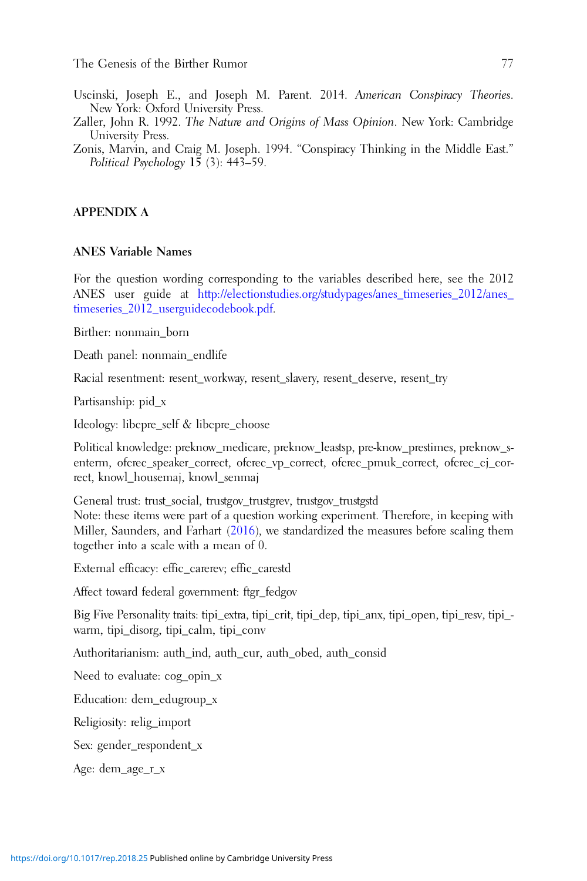Uscinski, Joseph E., and Joseph M. Parent. 2014. *American Conspiracy Theories*. New York: Oxford University Press.

Zaller, John R. 1992. *The Nature and Origins of Mass Opinion*. New York: Cambridge University Press.

Zonis, Marvin, and Craig M. Joseph. 1994. "Conspiracy Thinking in the Middle East." *Political Psychology* **15** (3): 443–59.

## APPENDIX A

### ANES Variable Names

For the question wording corresponding to the variables described here, see the 2012 ANES user guide at http://electionstudies.org/studypages/anes_timeseries_2012/anes_timeseries_2012_userguidecodebook.pdf.

Birther: nonmain_born

Death panel: nonmain_endlife

Racial resentment: resent_workway, resent_slavery, resent_deserve, resent_try

Partisanship: pid_x

Ideology: libcpre_self & libcpre_choose

Political knowledge: preknow_medicare, preknow_leastsp, pre-know_prestimes, preknow_senterm, ofcrec_speaker_correct, ofcrec_vp_correct, ofcrec_pmuk_correct, ofcrec_cj_correct, knowl_housemaj, knowl_senmaj

General trust: trust_social, trustgov_trustgrev, trustgov_trustgstd
Note: these items were part of a question working experiment. Therefore, in keeping with Miller, Saunders, and Farhart (2016), we standardized the measures before scaling them together into a scale with a mean of 0.

External efficacy: effic_carerev; effic_carestd

Affect toward federal government: ftgr_fedgov

Big Five Personality traits: tipi_extra, tipi_crit, tipi_dep, tipi_anx, tipi_open, tipi_resv, tipi_warm, tipi_disorg, tipi_calm, tipi_conv

Authoritarianism: auth_ind, auth_cur, auth_obed, auth_consid

Need to evaluate: cog_opin_x

Education: dem_edugroup_x

Religiosity: relig_import

Sex: gender_respondent_x

Age: dem_age_r_x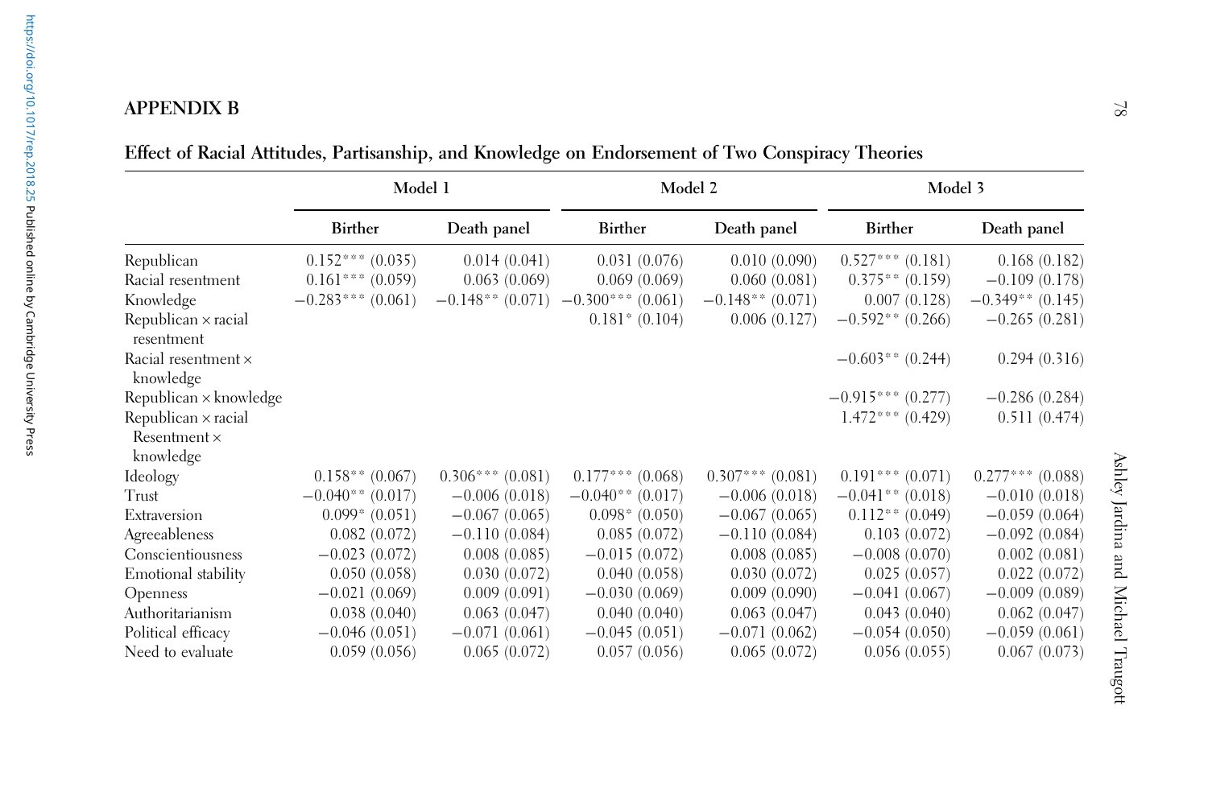## APPENDIX B

**Effect of Racial Attitudes, Partisanship, and Knowledge on Endorsement of Two Conspiracy Theories**

| | Model 1 | | Model 2 | | Model 3 | |
|---|---|---|---|---|---|---|
| | Birther | Death panel | Birther | Death panel | Birther | Death panel |
| Republican | 0.152*** (0.035) | 0.014 (0.041) | 0.031 (0.076) | 0.010 (0.090) | 0.527*** (0.181) | 0.168 (0.182) |
| Racial resentment | 0.161*** (0.059) | 0.063 (0.069) | 0.069 (0.069) | 0.060 (0.081) | 0.375** (0.159) | −0.109 (0.178) |
| Knowledge | −0.283*** (0.061) | −0.148** (0.071) | −0.300*** (0.061) | −0.148** (0.071) | 0.007 (0.128) | −0.349** (0.145) |
| Republican × racial resentment | | | 0.181* (0.104) | 0.006 (0.127) | −0.592** (0.266) | −0.265 (0.281) |
| Racial resentment × knowledge | | | | | −0.603** (0.244) | 0.294 (0.316) |
| Republican × knowledge | | | | | −0.915*** (0.277) | −0.286 (0.284) |
| Republican × racial Resentment × knowledge | | | | | 1.472*** (0.429) | 0.511 (0.474) |
| Ideology | 0.158** (0.067) | 0.306*** (0.081) | 0.177*** (0.068) | 0.307*** (0.081) | 0.191*** (0.071) | 0.277*** (0.088) |
| Trust | −0.040** (0.017) | −0.006 (0.018) | −0.040** (0.017) | −0.006 (0.018) | −0.041** (0.018) | −0.010 (0.018) |
| Extraversion | 0.099* (0.051) | −0.067 (0.065) | 0.098* (0.050) | −0.067 (0.065) | 0.112** (0.049) | −0.059 (0.064) |
| Agreeableness | 0.082 (0.072) | −0.110 (0.084) | 0.085 (0.072) | −0.110 (0.084) | 0.103 (0.072) | −0.092 (0.084) |
| Conscientiousness | −0.023 (0.072) | 0.008 (0.085) | −0.015 (0.072) | 0.008 (0.085) | −0.008 (0.070) | 0.002 (0.081) |
| Emotional stability | 0.050 (0.058) | 0.030 (0.072) | 0.040 (0.058) | 0.030 (0.072) | 0.025 (0.057) | 0.022 (0.072) |
| Openness | −0.021 (0.069) | 0.009 (0.091) | −0.030 (0.069) | 0.009 (0.090) | −0.041 (0.067) | −0.009 (0.089) |
| Authoritarianism | 0.038 (0.040) | 0.063 (0.047) | 0.040 (0.040) | 0.063 (0.047) | 0.043 (0.040) | 0.062 (0.047) |
| Political efficacy | −0.046 (0.051) | −0.071 (0.061) | −0.045 (0.051) | −0.071 (0.062) | −0.054 (0.050) | −0.059 (0.061) |
| Need to evaluate | 0.059 (0.056) | 0.065 (0.072) | 0.057 (0.056) | 0.065 (0.072) | 0.056 (0.055) | 0.067 (0.073) |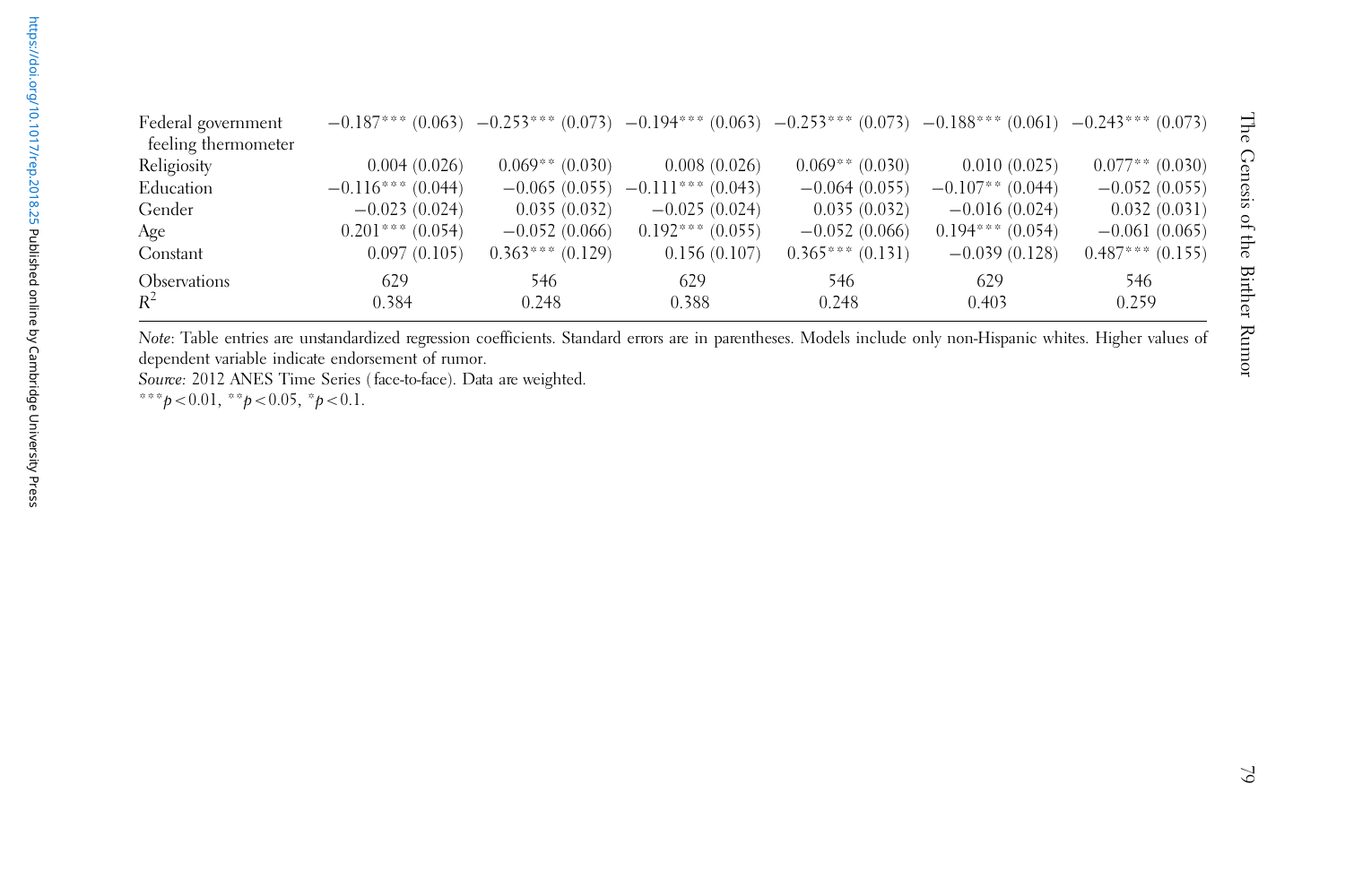| | | | | | | |
|---|---|---|---|---|---|---|
| Federal government feeling thermometer | −0.187*** (0.063) | −0.253*** (0.073) | −0.194*** (0.063) | −0.253*** (0.073) | −0.188*** (0.061) | −0.243*** (0.073) |
| Religiosity | 0.004 (0.026) | 0.069** (0.030) | 0.008 (0.026) | 0.069** (0.030) | 0.010 (0.025) | 0.077** (0.030) |
| Education | −0.116*** (0.044) | −0.065 (0.055) | −0.111*** (0.043) | −0.064 (0.055) | −0.107** (0.044) | −0.052 (0.055) |
| Gender | −0.023 (0.024) | 0.035 (0.032) | −0.025 (0.024) | 0.035 (0.032) | −0.016 (0.024) | 0.032 (0.031) |
| Age | 0.201*** (0.054) | −0.052 (0.066) | 0.192*** (0.055) | −0.052 (0.066) | 0.194*** (0.054) | −0.061 (0.065) |
| Constant | 0.097 (0.105) | 0.363*** (0.129) | 0.156 (0.107) | 0.365*** (0.131) | −0.039 (0.128) | 0.487*** (0.155) |
| Observations | 629 | 546 | 629 | 546 | 629 | 546 |
| $R^2$ | 0.384 | 0.248 | 0.388 | 0.248 | 0.403 | 0.259 |

*Note*: Table entries are unstandardized regression coefficients. Standard errors are in parentheses. Models include only non-Hispanic whites. Higher values of dependent variable indicate endorsement of rumor.

*Source:* 2012 ANES Time Series (face-to-face). Data are weighted.

***$p < 0.01$, **$p < 0.05$, *$p < 0.1$.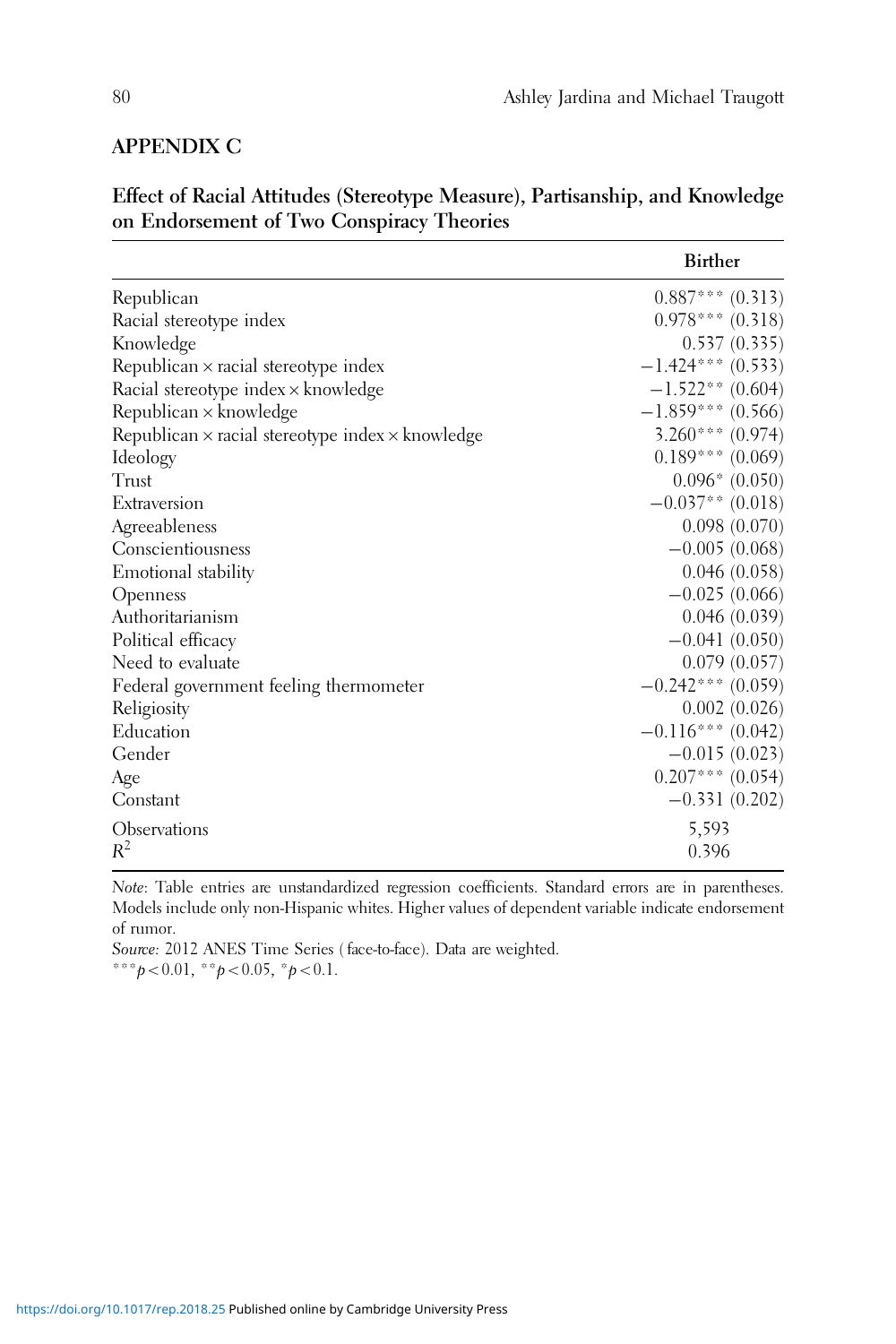## APPENDIX C

**Effect of Racial Attitudes (Stereotype Measure), Partisanship, and Knowledge on Endorsement of Two Conspiracy Theories**

| | Birther |
|---|---|
| Republican | 0.887*** (0.313) |
| Racial stereotype index | 0.978*** (0.318) |
| Knowledge | 0.537 (0.335) |
| Republican × racial stereotype index | −1.424*** (0.533) |
| Racial stereotype index × knowledge | −1.522** (0.604) |
| Republican × knowledge | −1.859*** (0.566) |
| Republican × racial stereotype index × knowledge | 3.260*** (0.974) |
| Ideology | 0.189*** (0.069) |
| Trust | 0.096* (0.050) |
| Extraversion | −0.037** (0.018) |
| Agreeableness | 0.098 (0.070) |
| Conscientiousness | −0.005 (0.068) |
| Emotional stability | 0.046 (0.058) |
| Openness | −0.025 (0.066) |
| Authoritarianism | 0.046 (0.039) |
| Political efficacy | −0.041 (0.050) |
| Need to evaluate | 0.079 (0.057) |
| Federal government feeling thermometer | −0.242*** (0.059) |
| Religiosity | 0.002 (0.026) |
| Education | −0.116*** (0.042) |
| Gender | −0.015 (0.023) |
| Age | 0.207*** (0.054) |
| Constant | −0.331 (0.202) |
| Observations | 5,593 |
| $R^2$ | 0.396 |

*Note*: Table entries are unstandardized regression coefficients. Standard errors are in parentheses. Models include only non-Hispanic whites. Higher values of dependent variable indicate endorsement of rumor.

*Source:* 2012 ANES Time Series (face-to-face). Data are weighted.

***$p < 0.01$, **$p < 0.05$, *$p < 0.1$.